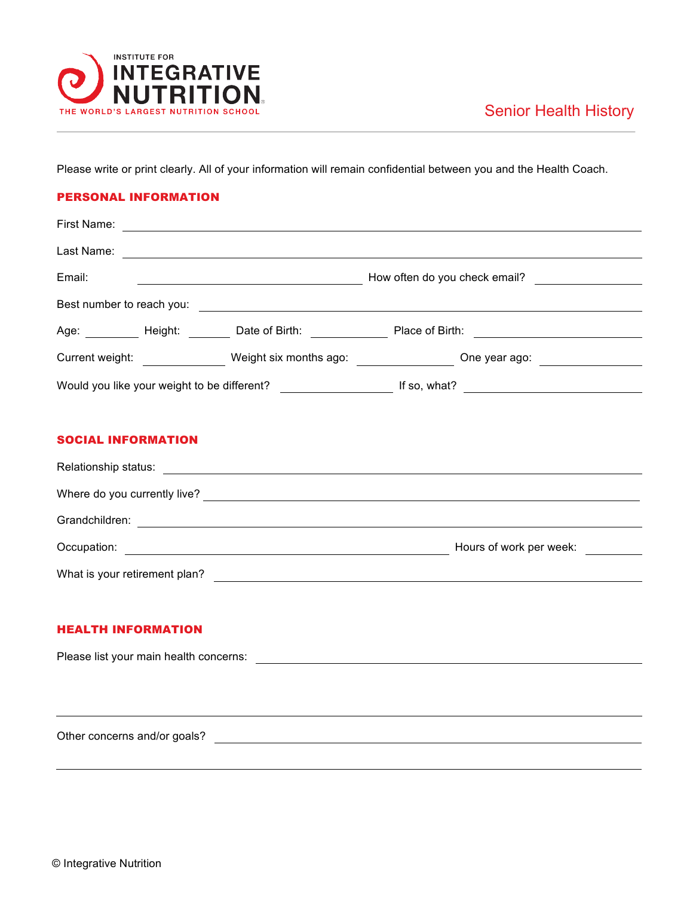INSTITUTE FOR
# INTEGRATIVE NUTRITION
THE WORLD'S LARGEST NUTRITION SCHOOL

## Senior Health History

Please write or print clearly. All of your information will remain confidential between you and the Health Coach.

### PERSONAL INFORMATION

First Name: ______________________________________________

Last Name: ______________________________________________

Email: ______________________ How often do you check email? __________

Best number to reach you: ______________________________________________

Age: ______ Height: ______ Date of Birth: __________ Place of Birth: ______________

Current weight: __________ Weight six months ago: __________ One year ago: __________

Would you like your weight to be different? __________ If so, what? ______________

### SOCIAL INFORMATION

Relationship status: ______________________________________________

Where do you currently live? ______________________________________________

Grandchildren: ______________________________________________

Occupation: ______________________________ Hours of work per week: ______

What is your retirement plan? ______________________________________________

### HEALTH INFORMATION

Please list your main health concerns: ______________________________________________

______________________________________________

Other concerns and/or goals? ______________________________________________

______________________________________________

© Integrative Nutrition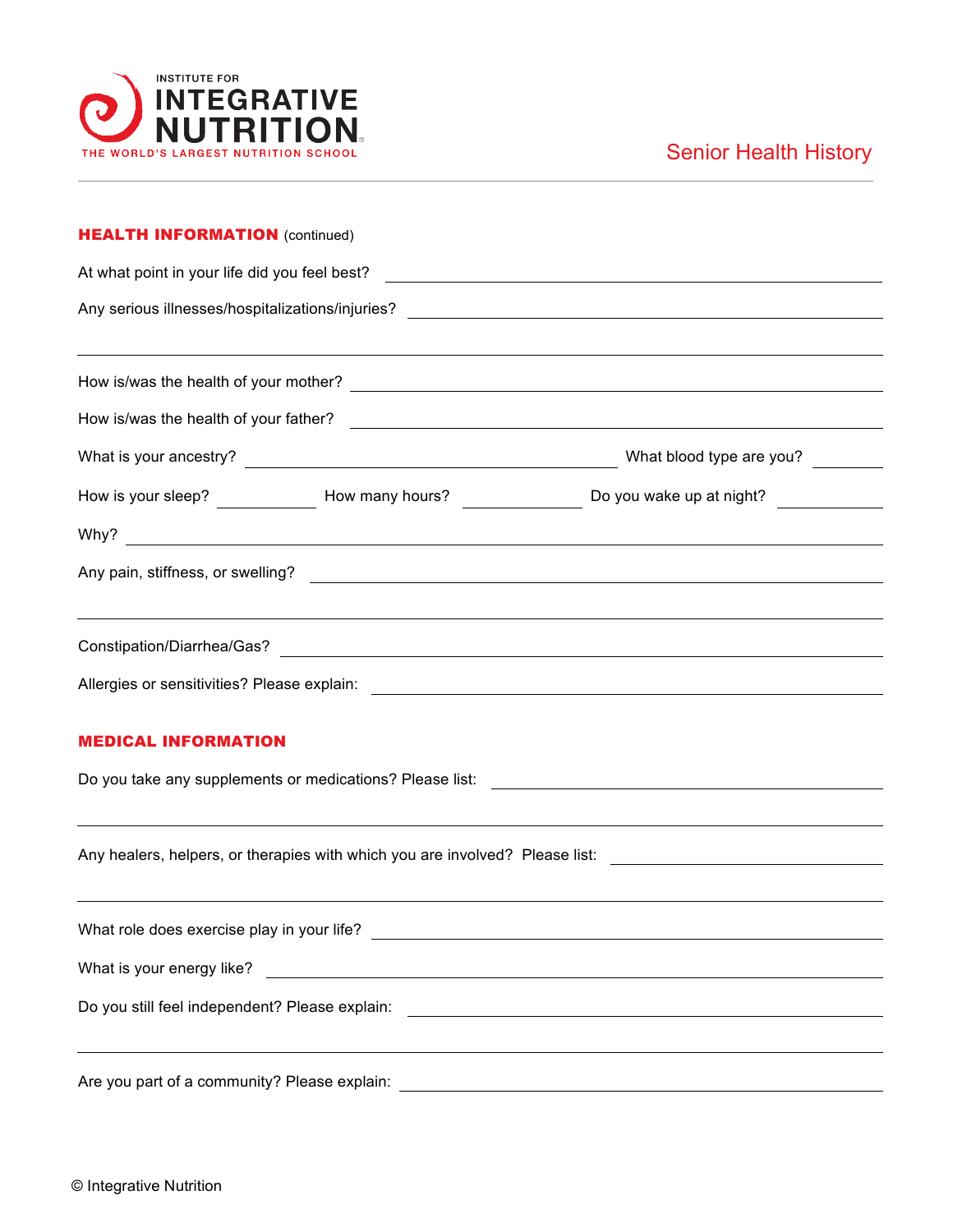# Senior Health History

## HEALTH INFORMATION (continued)

At what point in your life did you feel best? ____________________

Any serious illnesses/hospitalizations/injuries? ____________________

____________________

How is/was the health of your mother? ____________________

How is/was the health of your father? ____________________

What is your ancestry? ____________________ What blood type are you? ________

How is your sleep? ________ How many hours? ________ Do you wake up at night? ________

Why? ____________________

Any pain, stiffness, or swelling? ____________________

____________________

Constipation/Diarrhea/Gas? ____________________

Allergies or sensitivities? Please explain: ____________________

## MEDICAL INFORMATION

Do you take any supplements or medications? Please list: ____________________

____________________

Any healers, helpers, or therapies with which you are involved? Please list: ____________________

____________________

What role does exercise play in your life? ____________________

What is your energy like? ____________________

Do you still feel independent? Please explain: ____________________

____________________

Are you part of a community? Please explain: ____________________

© Integrative Nutrition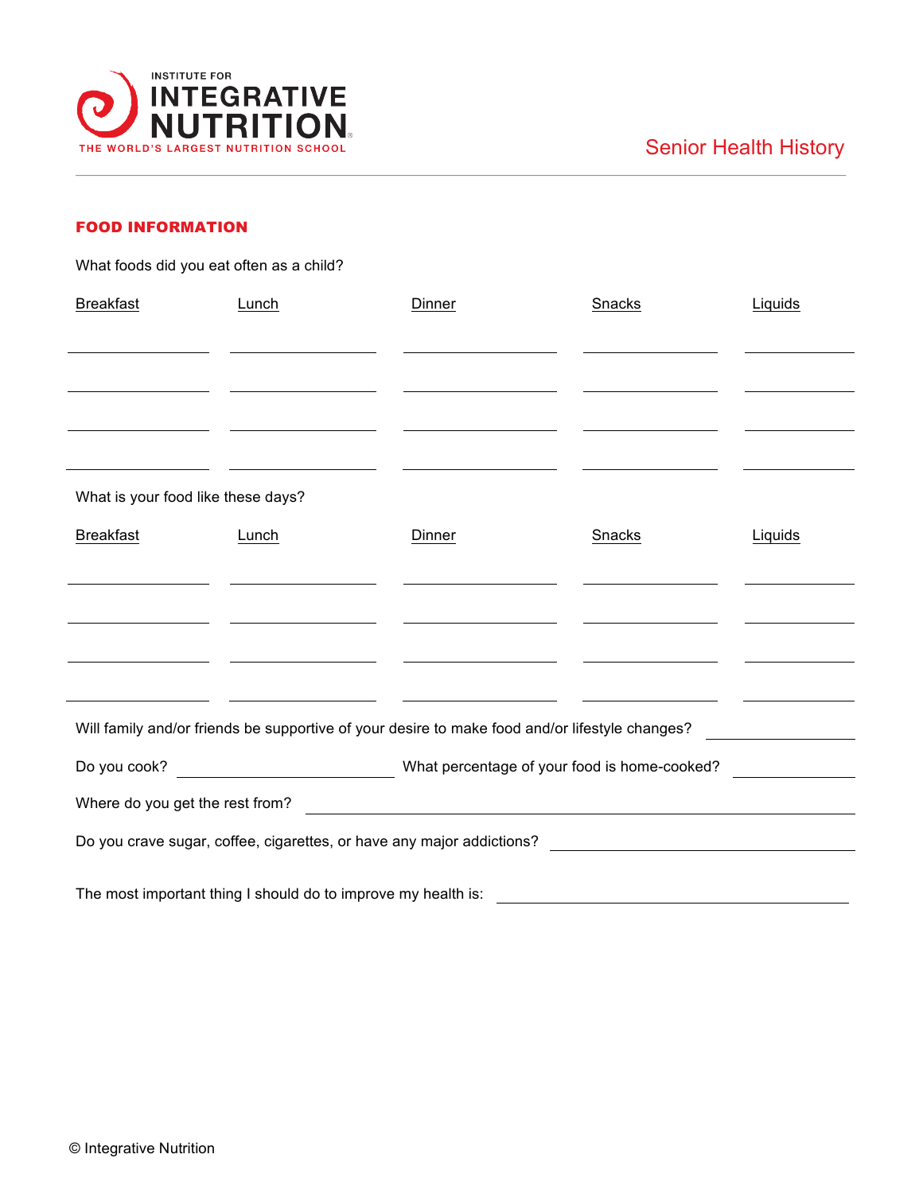Institute for Integrative Nutrition — The World's Largest Nutrition School

Senior Health History

## FOOD INFORMATION

What foods did you eat often as a child?

| Breakfast | Lunch | Dinner | Snacks | Liquids |
|---|---|---|---|---|
| | | | | |
| | | | | |
| | | | | |
| | | | | |

What is your food like these days?

| Breakfast | Lunch | Dinner | Snacks | Liquids |
|---|---|---|---|---|
| | | | | |
| | | | | |
| | | | | |
| | | | | |

Will family and/or friends be supportive of your desire to make food and/or lifestyle changes? \_\_\_\_\_\_\_\_\_\_

Do you cook? \_\_\_\_\_\_\_\_\_\_ What percentage of your food is home-cooked? \_\_\_\_\_\_\_\_\_\_

Where do you get the rest from? \_\_\_\_\_\_\_\_\_\_

Do you crave sugar, coffee, cigarettes, or have any major addictions? \_\_\_\_\_\_\_\_\_\_

The most important thing I should do to improve my health is: \_\_\_\_\_\_\_\_\_\_

© Integrative Nutrition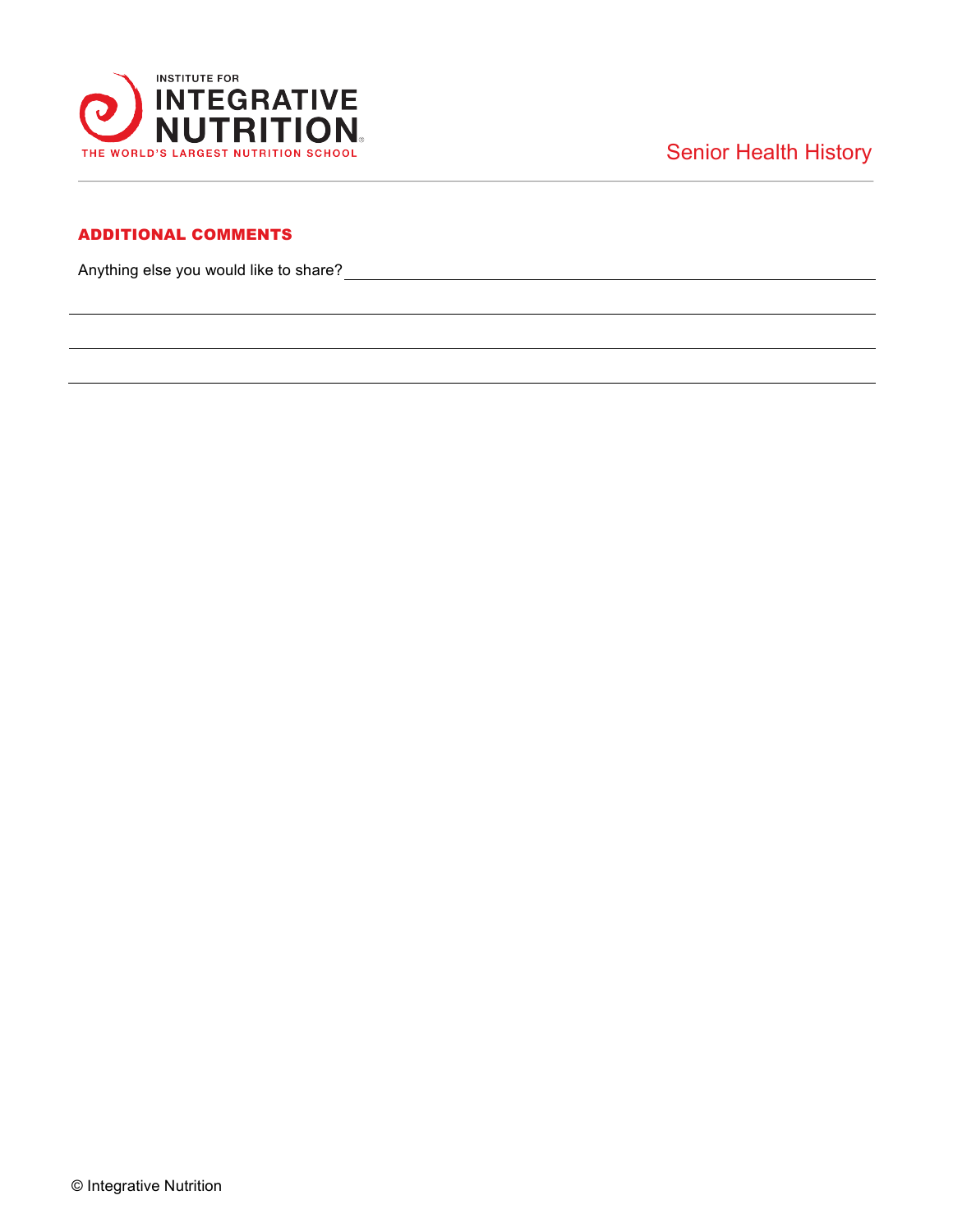## ADDITIONAL COMMENTS

Anything else you would like to share? \_\_\_\_\_\_\_\_\_\_\_\_\_\_\_\_\_\_\_\_\_\_\_\_\_\_\_\_\_\_\_\_\_\_\_\_\_\_\_\_

\_\_\_\_\_\_\_\_\_\_\_\_\_\_\_\_\_\_\_\_\_\_\_\_\_\_\_\_\_\_\_\_\_\_\_\_\_\_\_\_\_\_\_\_\_\_\_\_\_\_\_\_\_\_\_\_\_\_\_\_\_\_\_\_\_\_\_\_

\_\_\_\_\_\_\_\_\_\_\_\_\_\_\_\_\_\_\_\_\_\_\_\_\_\_\_\_\_\_\_\_\_\_\_\_\_\_\_\_\_\_\_\_\_\_\_\_\_\_\_\_\_\_\_\_\_\_\_\_\_\_\_\_\_\_\_\_

\_\_\_\_\_\_\_\_\_\_\_\_\_\_\_\_\_\_\_\_\_\_\_\_\_\_\_\_\_\_\_\_\_\_\_\_\_\_\_\_\_\_\_\_\_\_\_\_\_\_\_\_\_\_\_\_\_\_\_\_\_\_\_\_\_\_\_\_

© Integrative Nutrition